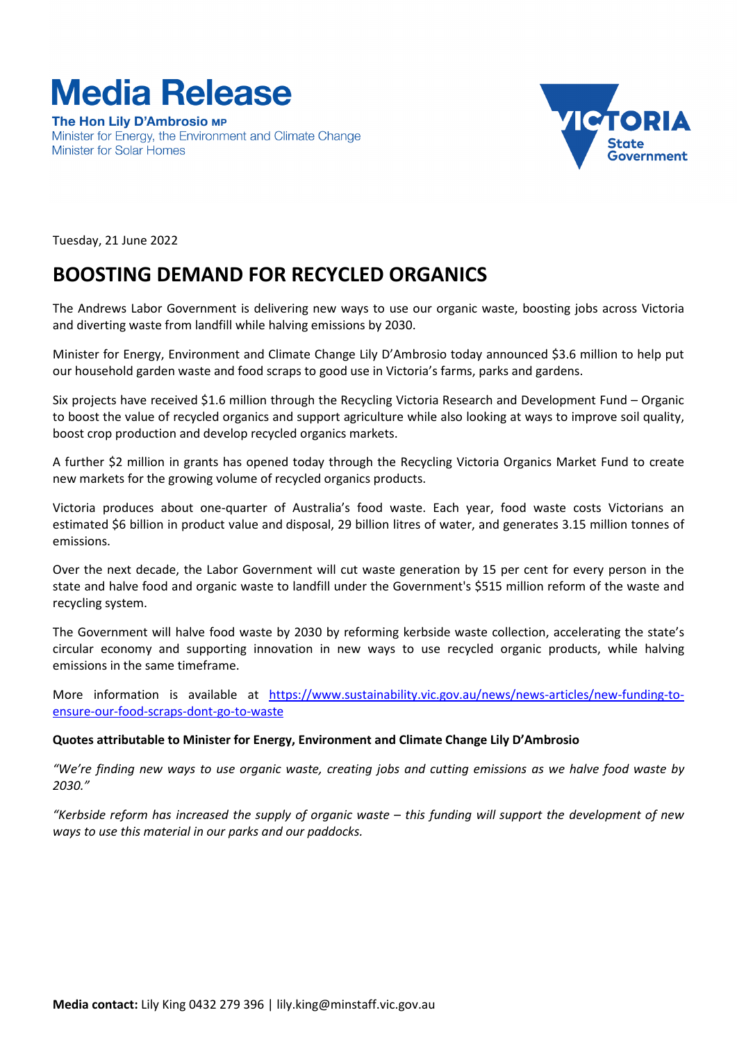# Media Release

**The Hon Lily D'Ambrosio MP**
Minister for Energy, the Environment and Climate Change
Minister for Solar Homes

Tuesday, 21 June 2022

## BOOSTING DEMAND FOR RECYCLED ORGANICS

The Andrews Labor Government is delivering new ways to use our organic waste, boosting jobs across Victoria and diverting waste from landfill while halving emissions by 2030.

Minister for Energy, Environment and Climate Change Lily D'Ambrosio today announced $3.6 million to help put our household garden waste and food scraps to good use in Victoria's farms, parks and gardens.

Six projects have received $1.6 million through the Recycling Victoria Research and Development Fund – Organic to boost the value of recycled organics and support agriculture while also looking at ways to improve soil quality, boost crop production and develop recycled organics markets.

A further $2 million in grants has opened today through the Recycling Victoria Organics Market Fund to create new markets for the growing volume of recycled organics products.

Victoria produces about one-quarter of Australia's food waste. Each year, food waste costs Victorians an estimated $6 billion in product value and disposal, 29 billion litres of water, and generates 3.15 million tonnes of emissions.

Over the next decade, the Labor Government will cut waste generation by 15 per cent for every person in the state and halve food and organic waste to landfill under the Government's $515 million reform of the waste and recycling system.

The Government will halve food waste by 2030 by reforming kerbside waste collection, accelerating the state's circular economy and supporting innovation in new ways to use recycled organic products, while halving emissions in the same timeframe.

More information is available at [https://www.sustainability.vic.gov.au/news/news-articles/new-funding-to-ensure-our-food-scraps-dont-go-to-waste](https://www.sustainability.vic.gov.au/news/news-articles/new-funding-to-ensure-our-food-scraps-dont-go-to-waste)

**Quotes attributable to Minister for Energy, Environment and Climate Change Lily D'Ambrosio**

*"We're finding new ways to use organic waste, creating jobs and cutting emissions as we halve food waste by 2030."*

*"Kerbside reform has increased the supply of organic waste – this funding will support the development of new ways to use this material in our parks and our paddocks.*

**Media contact:** Lily King 0432 279 396 | lily.king@minstaff.vic.gov.au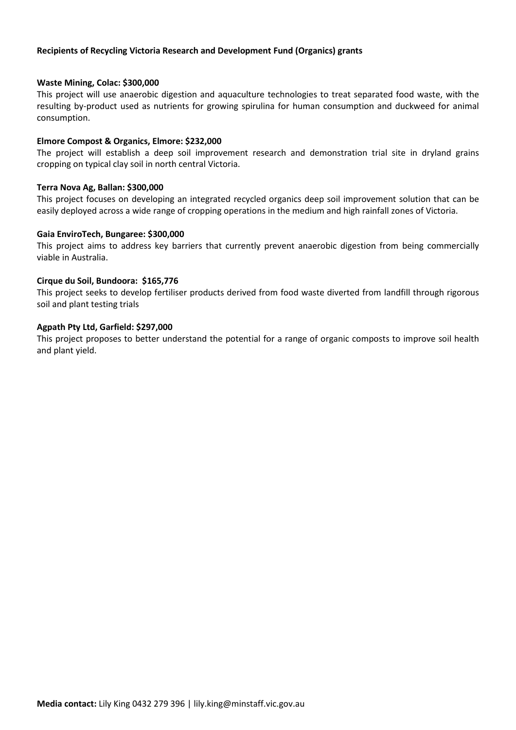**Recipients of Recycling Victoria Research and Development Fund (Organics) grants**

**Waste Mining, Colac: $300,000**
This project will use anaerobic digestion and aquaculture technologies to treat separated food waste, with the resulting by-product used as nutrients for growing spirulina for human consumption and duckweed for animal consumption.

**Elmore Compost & Organics, Elmore: $232,000**
The project will establish a deep soil improvement research and demonstration trial site in dryland grains cropping on typical clay soil in north central Victoria.

**Terra Nova Ag, Ballan: $300,000**
This project focuses on developing an integrated recycled organics deep soil improvement solution that can be easily deployed across a wide range of cropping operations in the medium and high rainfall zones of Victoria.

**Gaia EnviroTech, Bungaree: $300,000**
This project aims to address key barriers that currently prevent anaerobic digestion from being commercially viable in Australia.

**Cirque du Soil, Bundoora: $165,776**
This project seeks to develop fertiliser products derived from food waste diverted from landfill through rigorous soil and plant testing trials

**Agpath Pty Ltd, Garfield: $297,000**
This project proposes to better understand the potential for a range of organic composts to improve soil health and plant yield.

**Media contact:** Lily King 0432 279 396 | lily.king@minstaff.vic.gov.au